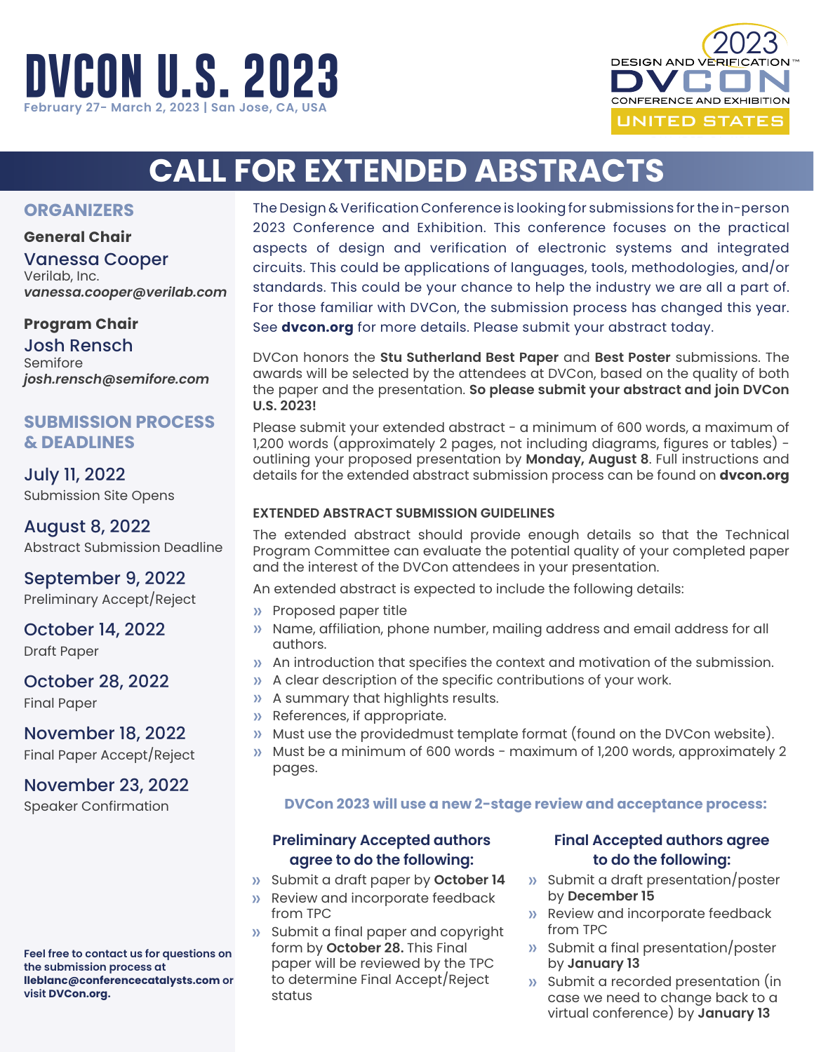# DVCON U.S. 2023

February 27- March 2, 2023 | San Jose, CA, USA

2023 DESIGN AND VERIFICATION DVCON CONFERENCE AND EXHIBITION UNITED STATES

## CALL FOR EXTENDED ABSTRACTS

### ORGANIZERS

**General Chair**

Vanessa Cooper
Verilab, Inc.
*vanessa.cooper@verilab.com*

**Program Chair**

Josh Rensch
Semifore
*josh.rensch@semifore.com*

### SUBMISSION PROCESS & DEADLINES

July 11, 2022
Submission Site Opens

August 8, 2022
Abstract Submission Deadline

September 9, 2022
Preliminary Accept/Reject

October 14, 2022
Draft Paper

October 28, 2022
Final Paper

November 18, 2022
Final Paper Accept/Reject

November 23, 2022
Speaker Confirmation

**Feel free to contact us for questions on the submission process at lleblanc@conferencecatalysts.com or visit DVCon.org.**

The Design & Verification Conference is looking for submissions for the in-person 2023 Conference and Exhibition. This conference focuses on the practical aspects of design and verification of electronic systems and integrated circuits. This could be applications of languages, tools, methodologies, and/or standards. This could be your chance to help the industry we are all a part of. For those familiar with DVCon, the submission process has changed this year. See **dvcon.org** for more details. Please submit your abstract today.

DVCon honors the **Stu Sutherland Best Paper** and **Best Poster** submissions. The awards will be selected by the attendees at DVCon, based on the quality of both the paper and the presentation. **So please submit your abstract and join DVCon U.S. 2023!**

Please submit your extended abstract - a minimum of 600 words, a maximum of 1,200 words (approximately 2 pages, not including diagrams, figures or tables) - outlining your proposed presentation by **Monday, August 8**. Full instructions and details for the extended abstract submission process can be found on **dvcon.org**

#### EXTENDED ABSTRACT SUBMISSION GUIDELINES

The extended abstract should provide enough details so that the Technical Program Committee can evaluate the potential quality of your completed paper and the interest of the DVCon attendees in your presentation.

An extended abstract is expected to include the following details:

- Proposed paper title
- Name, affiliation, phone number, mailing address and email address for all authors.
- An introduction that specifies the context and motivation of the submission.
- A clear description of the specific contributions of your work.
- A summary that highlights results.
- References, if appropriate.
- Must use the providedmust template format (found on the DVCon website).
- Must be a minimum of 600 words - maximum of 1,200 words, approximately 2 pages.

**DVCon 2023 will use a new 2-stage review and acceptance process:**

**Preliminary Accepted authors agree to do the following:**

- Submit a draft paper by **October 14**
- Review and incorporate feedback from TPC
- Submit a final paper and copyright form by **October 28.** This Final paper will be reviewed by the TPC to determine Final Accept/Reject status

**Final Accepted authors agree to do the following:**

- Submit a draft presentation/poster by **December 15**
- Review and incorporate feedback from TPC
- Submit a final presentation/poster by **January 13**
- Submit a recorded presentation (in case we need to change back to a virtual conference) by **January 13**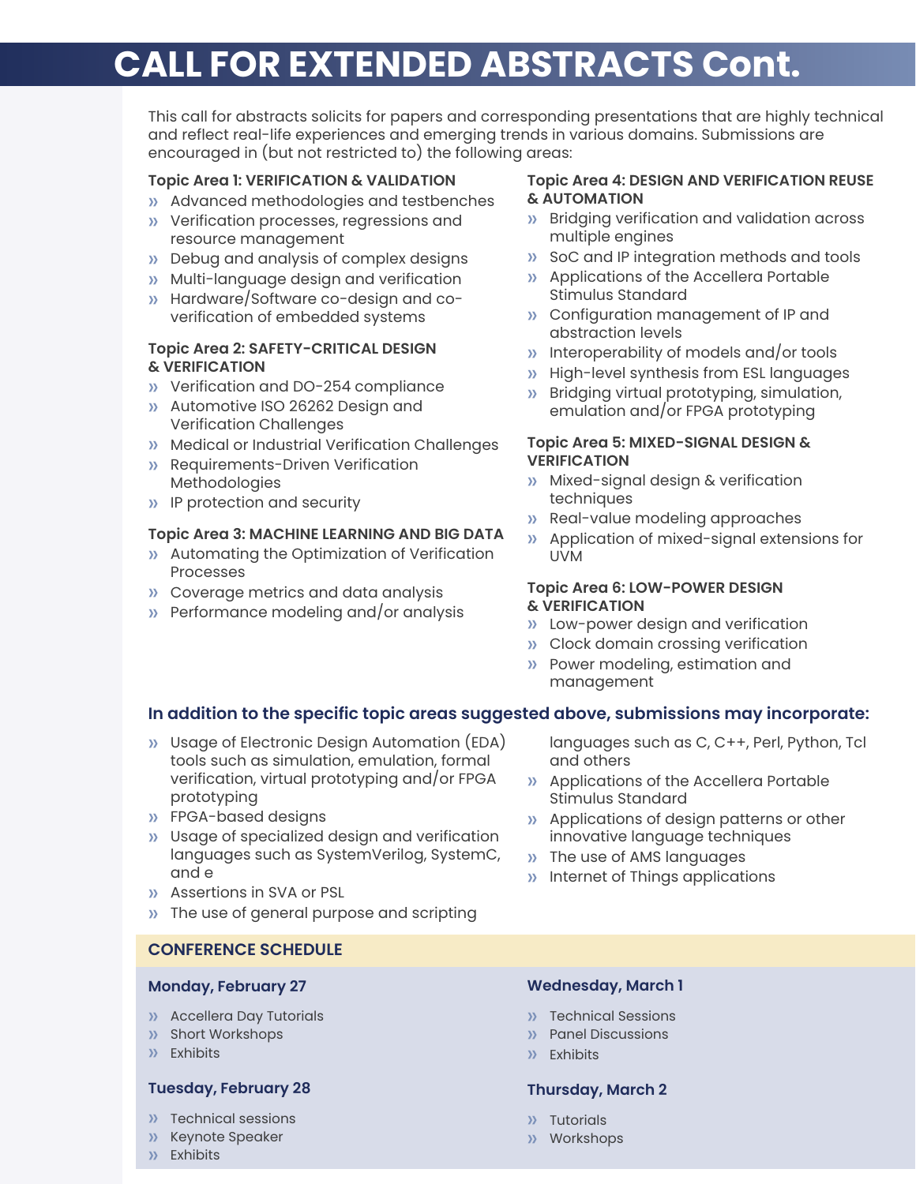# CALL FOR EXTENDED ABSTRACTS Cont.

This call for abstracts solicits for papers and corresponding presentations that are highly technical and reflect real-life experiences and emerging trends in various domains. Submissions are encouraged in (but not restricted to) the following areas:

### Topic Area 1: VERIFICATION & VALIDATION

- Advanced methodologies and testbenches
- Verification processes, regressions and resource management
- Debug and analysis of complex designs
- Multi-language design and verification
- Hardware/Software co-design and co-verification of embedded systems

### Topic Area 2: SAFETY-CRITICAL DESIGN & VERIFICATION

- Verification and DO-254 compliance
- Automotive ISO 26262 Design and Verification Challenges
- Medical or Industrial Verification Challenges
- Requirements-Driven Verification Methodologies
- IP protection and security

### Topic Area 3: MACHINE LEARNING AND BIG DATA

- Automating the Optimization of Verification Processes
- Coverage metrics and data analysis
- Performance modeling and/or analysis

### Topic Area 4: DESIGN AND VERIFICATION REUSE & AUTOMATION

- Bridging verification and validation across multiple engines
- SoC and IP integration methods and tools
- Applications of the Accellera Portable Stimulus Standard
- Configuration management of IP and abstraction levels
- Interoperability of models and/or tools
- High-level synthesis from ESL languages
- Bridging virtual prototyping, simulation, emulation and/or FPGA prototyping

### Topic Area 5: MIXED-SIGNAL DESIGN & VERIFICATION

- Mixed-signal design & verification techniques
- Real-value modeling approaches
- Application of mixed-signal extensions for UVM

### Topic Area 6: LOW-POWER DESIGN & VERIFICATION

- Low-power design and verification
- Clock domain crossing verification
- Power modeling, estimation and management

### In addition to the specific topic areas suggested above, submissions may incorporate:

- Usage of Electronic Design Automation (EDA) tools such as simulation, emulation, formal verification, virtual prototyping and/or FPGA prototyping
- FPGA-based designs
- Usage of specialized design and verification languages such as SystemVerilog, SystemC, and e
- Assertions in SVA or PSL
- The use of general purpose and scripting languages such as C, C++, Perl, Python, Tcl and others
- Applications of the Accellera Portable Stimulus Standard
- Applications of design patterns or other innovative language techniques
- The use of AMS languages
- Internet of Things applications

## CONFERENCE SCHEDULE

### Monday, February 27

- Accellera Day Tutorials
- Short Workshops
- Exhibits

### Tuesday, February 28

- Technical sessions
- Keynote Speaker
- Exhibits

### Wednesday, March 1

- Technical Sessions
- Panel Discussions
- Exhibits

### Thursday, March 2

- Tutorials
- Workshops